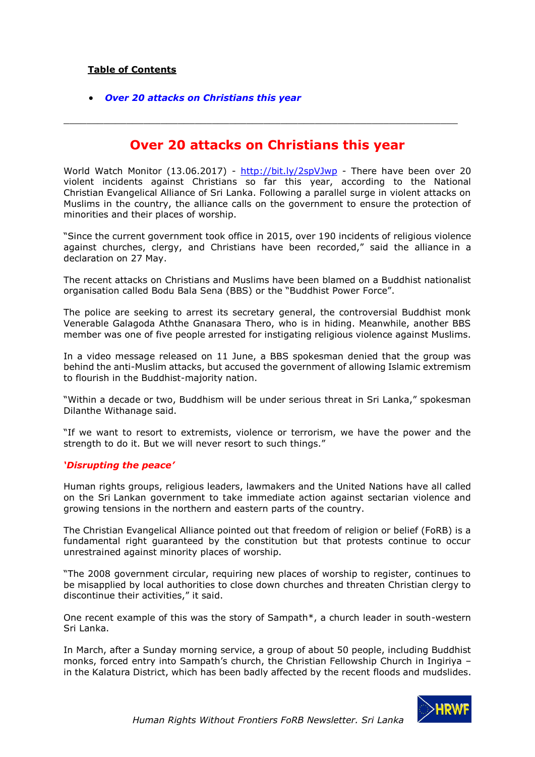**Table of Contents**

- *Over 20 attacks on Christians this year*

---

# Over 20 attacks on Christians this year

World Watch Monitor (13.06.2017) - http://bit.ly/2spVJwp - There have been over 20 violent incidents against Christians so far this year, according to the National Christian Evangelical Alliance of Sri Lanka. Following a parallel surge in violent attacks on Muslims in the country, the alliance calls on the government to ensure the protection of minorities and their places of worship.

"Since the current government took office in 2015, over 190 incidents of religious violence against churches, clergy, and Christians have been recorded," said the alliance in a declaration on 27 May.

The recent attacks on Christians and Muslims have been blamed on a Buddhist nationalist organisation called Bodu Bala Sena (BBS) or the "Buddhist Power Force".

The police are seeking to arrest its secretary general, the controversial Buddhist monk Venerable Galagoda Aththe Gnanasara Thero, who is in hiding. Meanwhile, another BBS member was one of five people arrested for instigating religious violence against Muslims.

In a video message released on 11 June, a BBS spokesman denied that the group was behind the anti-Muslim attacks, but accused the government of allowing Islamic extremism to flourish in the Buddhist-majority nation.

"Within a decade or two, Buddhism will be under serious threat in Sri Lanka," spokesman Dilanthe Withanage said.

"If we want to resort to extremists, violence or terrorism, we have the power and the strength to do it. But we will never resort to such things."

### *'Disrupting the peace'*

Human rights groups, religious leaders, lawmakers and the United Nations have all called on the Sri Lankan government to take immediate action against sectarian violence and growing tensions in the northern and eastern parts of the country.

The Christian Evangelical Alliance pointed out that freedom of religion or belief (FoRB) is a fundamental right guaranteed by the constitution but that protests continue to occur unrestrained against minority places of worship.

"The 2008 government circular, requiring new places of worship to register, continues to be misapplied by local authorities to close down churches and threaten Christian clergy to discontinue their activities," it said.

One recent example of this was the story of Sampath*, a church leader in south-western Sri Lanka.

In March, after a Sunday morning service, a group of about 50 people, including Buddhist monks, forced entry into Sampath's church, the Christian Fellowship Church in Ingiriya – in the Kalatura District, which has been badly affected by the recent floods and mudslides.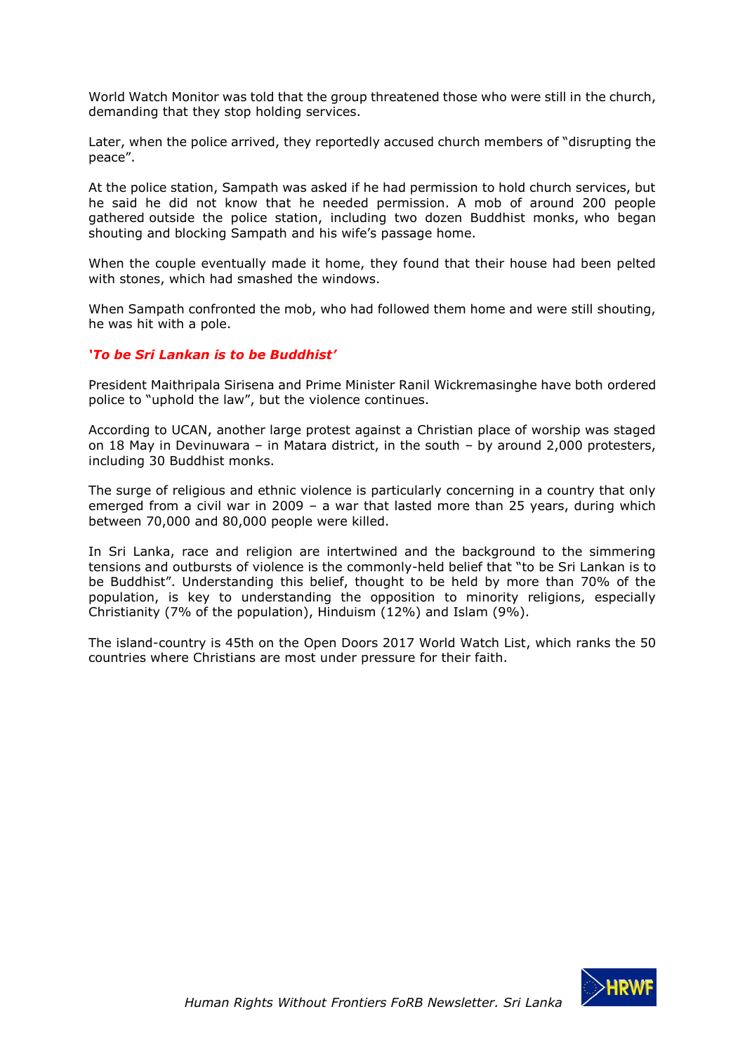World Watch Monitor was told that the group threatened those who were still in the church, demanding that they stop holding services.

Later, when the police arrived, they reportedly accused church members of "disrupting the peace".

At the police station, Sampath was asked if he had permission to hold church services, but he said he did not know that he needed permission. A mob of around 200 people gathered outside the police station, including two dozen Buddhist monks, who began shouting and blocking Sampath and his wife's passage home.

When the couple eventually made it home, they found that their house had been pelted with stones, which had smashed the windows.

When Sampath confronted the mob, who had followed them home and were still shouting, he was hit with a pole.

### *'To be Sri Lankan is to be Buddhist'*

President Maithripala Sirisena and Prime Minister Ranil Wickremasinghe have both ordered police to "uphold the law", but the violence continues.

According to UCAN, another large protest against a Christian place of worship was staged on 18 May in Devinuwara – in Matara district, in the south – by around 2,000 protesters, including 30 Buddhist monks.

The surge of religious and ethnic violence is particularly concerning in a country that only emerged from a civil war in 2009 – a war that lasted more than 25 years, during which between 70,000 and 80,000 people were killed.

In Sri Lanka, race and religion are intertwined and the background to the simmering tensions and outbursts of violence is the commonly-held belief that "to be Sri Lankan is to be Buddhist". Understanding this belief, thought to be held by more than 70% of the population, is key to understanding the opposition to minority religions, especially Christianity (7% of the population), Hinduism (12%) and Islam (9%).

The island-country is 45th on the Open Doors 2017 World Watch List, which ranks the 50 countries where Christians are most under pressure for their faith.